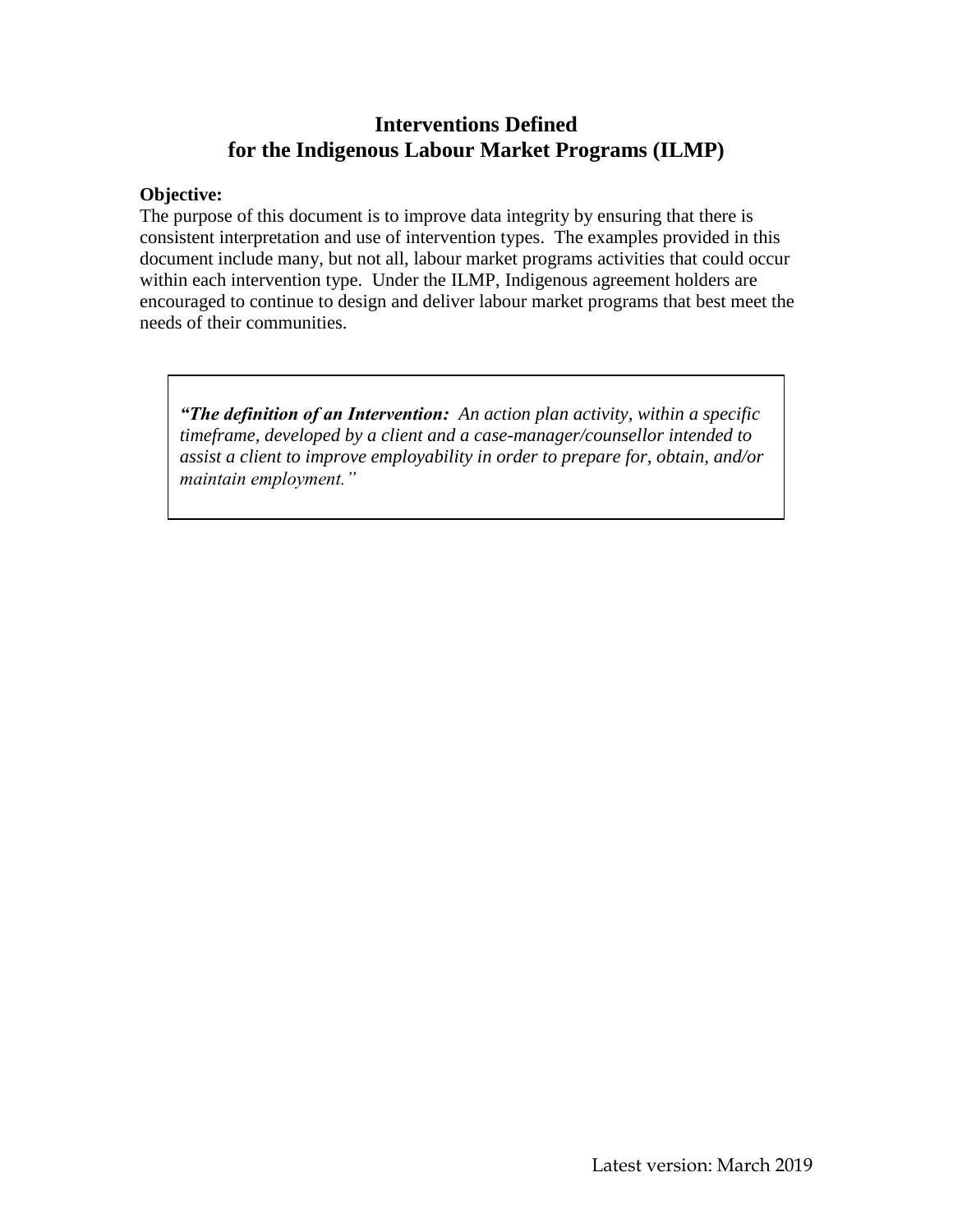# Interventions Defined for the Indigenous Labour Market Programs (ILMP)

**Objective:**

The purpose of this document is to improve data integrity by ensuring that there is consistent interpretation and use of intervention types. The examples provided in this document include many, but not all, labour market programs activities that could occur within each intervention type. Under the ILMP, Indigenous agreement holders are encouraged to continue to design and deliver labour market programs that best meet the needs of their communities.

> ***"The definition of an Intervention:*** *An action plan activity, within a specific timeframe, developed by a client and a case-manager/counsellor intended to assist a client to improve employability in order to prepare for, obtain, and/or maintain employment."*

Latest version: March 2019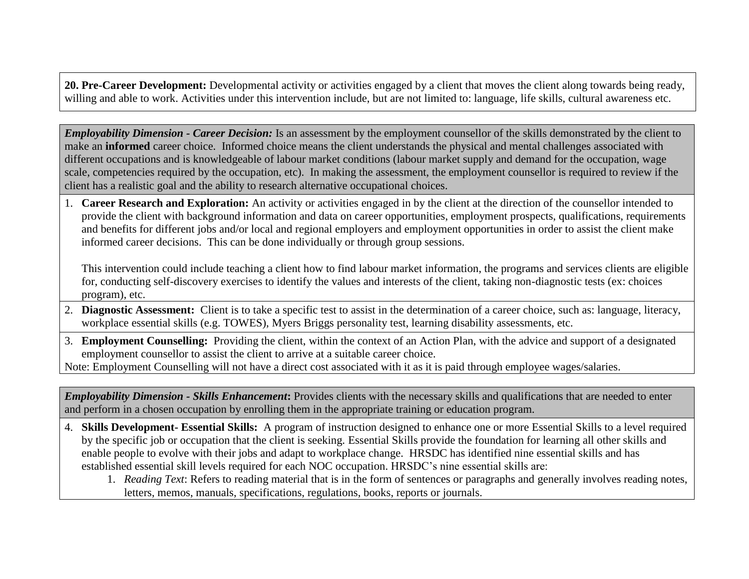**20. Pre-Career Development:** Developmental activity or activities engaged by a client that moves the client along towards being ready, willing and able to work. Activities under this intervention include, but are not limited to: language, life skills, cultural awareness etc.

***Employability Dimension - Career Decision:*** Is an assessment by the employment counsellor of the skills demonstrated by the client to make an **informed** career choice. Informed choice means the client understands the physical and mental challenges associated with different occupations and is knowledgeable of labour market conditions (labour market supply and demand for the occupation, wage scale, competencies required by the occupation, etc). In making the assessment, the employment counsellor is required to review if the client has a realistic goal and the ability to research alternative occupational choices.

1. **Career Research and Exploration:** An activity or activities engaged in by the client at the direction of the counsellor intended to provide the client with background information and data on career opportunities, employment prospects, qualifications, requirements and benefits for different jobs and/or local and regional employers and employment opportunities in order to assist the client make informed career decisions. This can be done individually or through group sessions.

   This intervention could include teaching a client how to find labour market information, the programs and services clients are eligible for, conducting self-discovery exercises to identify the values and interests of the client, taking non-diagnostic tests (ex: choices program), etc.

2. **Diagnostic Assessment:** Client is to take a specific test to assist in the determination of a career choice, such as: language, literacy, workplace essential skills (e.g. TOWES), Myers Briggs personality test, learning disability assessments, etc.

3. **Employment Counselling:** Providing the client, within the context of an Action Plan, with the advice and support of a designated employment counsellor to assist the client to arrive at a suitable career choice.

Note: Employment Counselling will not have a direct cost associated with it as it is paid through employee wages/salaries.

***Employability Dimension - Skills Enhancement*****:** Provides clients with the necessary skills and qualifications that are needed to enter and perform in a chosen occupation by enrolling them in the appropriate training or education program.

4. **Skills Development- Essential Skills:** A program of instruction designed to enhance one or more Essential Skills to a level required by the specific job or occupation that the client is seeking. Essential Skills provide the foundation for learning all other skills and enable people to evolve with their jobs and adapt to workplace change. HRSDC has identified nine essential skills and has established essential skill levels required for each NOC occupation. HRSDC's nine essential skills are:
   1. *Reading Text*: Refers to reading material that is in the form of sentences or paragraphs and generally involves reading notes, letters, memos, manuals, specifications, regulations, books, reports or journals.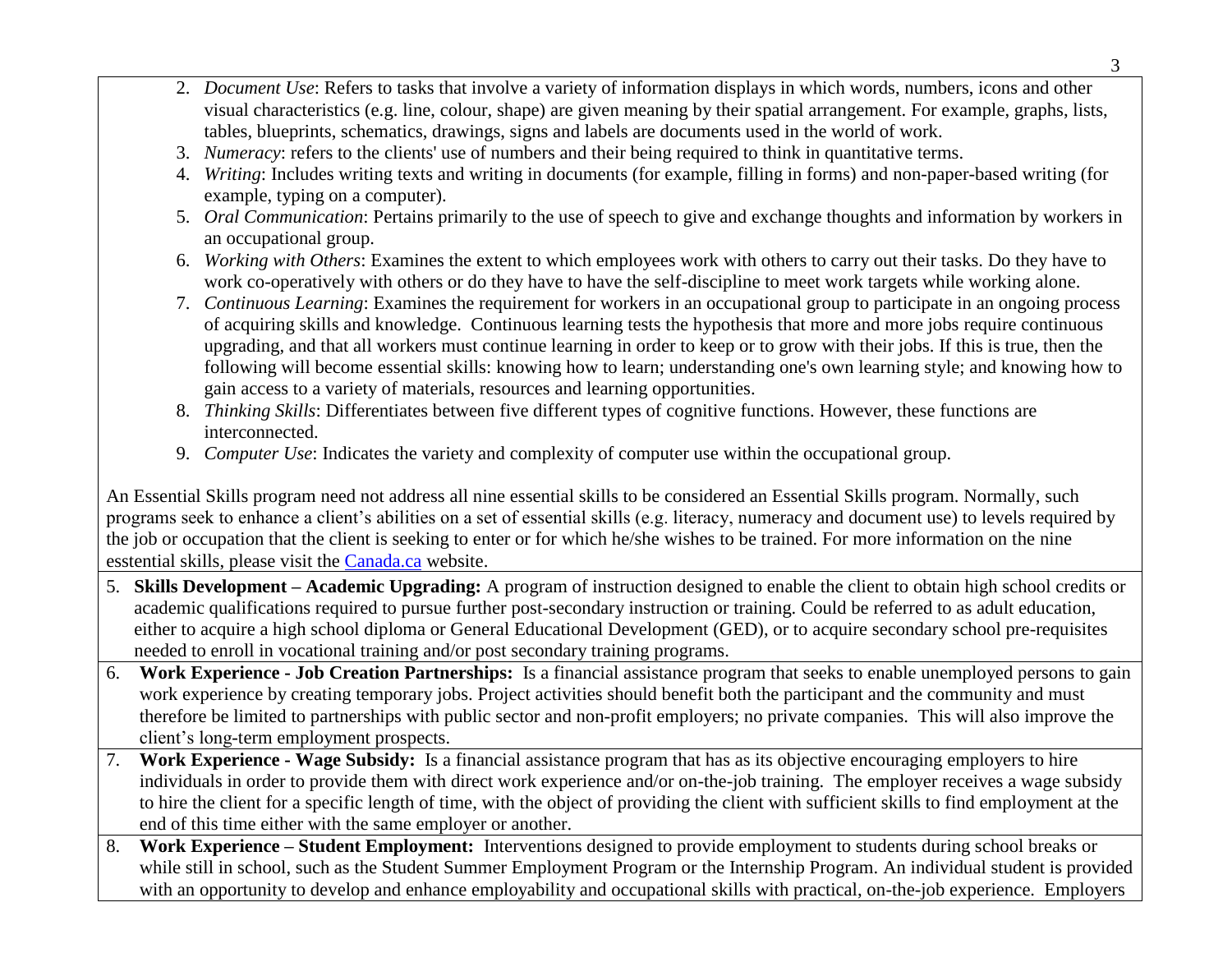2. *Document Use*: Refers to tasks that involve a variety of information displays in which words, numbers, icons and other visual characteristics (e.g. line, colour, shape) are given meaning by their spatial arrangement. For example, graphs, lists, tables, blueprints, schematics, drawings, signs and labels are documents used in the world of work.
3. *Numeracy*: refers to the clients' use of numbers and their being required to think in quantitative terms.
4. *Writing*: Includes writing texts and writing in documents (for example, filling in forms) and non-paper-based writing (for example, typing on a computer).
5. *Oral Communication*: Pertains primarily to the use of speech to give and exchange thoughts and information by workers in an occupational group.
6. *Working with Others*: Examines the extent to which employees work with others to carry out their tasks. Do they have to work co-operatively with others or do they have to have the self-discipline to meet work targets while working alone.
7. *Continuous Learning*: Examines the requirement for workers in an occupational group to participate in an ongoing process of acquiring skills and knowledge. Continuous learning tests the hypothesis that more and more jobs require continuous upgrading, and that all workers must continue learning in order to keep or to grow with their jobs. If this is true, then the following will become essential skills: knowing how to learn; understanding one's own learning style; and knowing how to gain access to a variety of materials, resources and learning opportunities.
8. *Thinking Skills*: Differentiates between five different types of cognitive functions. However, these functions are interconnected.
9. *Computer Use*: Indicates the variety and complexity of computer use within the occupational group.

An Essential Skills program need not address all nine essential skills to be considered an Essential Skills program. Normally, such programs seek to enhance a client's abilities on a set of essential skills (e.g. literacy, numeracy and document use) to levels required by the job or occupation that the client is seeking to enter or for which he/she wishes to be trained. For more information on the nine esstential skills, please visit the [Canada.ca](Canada.ca) website.

5. **Skills Development – Academic Upgrading:** A program of instruction designed to enable the client to obtain high school credits or academic qualifications required to pursue further post-secondary instruction or training. Could be referred to as adult education, either to acquire a high school diploma or General Educational Development (GED), or to acquire secondary school pre-requisites needed to enroll in vocational training and/or post secondary training programs.
6. **Work Experience - Job Creation Partnerships:** Is a financial assistance program that seeks to enable unemployed persons to gain work experience by creating temporary jobs. Project activities should benefit both the participant and the community and must therefore be limited to partnerships with public sector and non-profit employers; no private companies. This will also improve the client's long-term employment prospects.
7. **Work Experience - Wage Subsidy:** Is a financial assistance program that has as its objective encouraging employers to hire individuals in order to provide them with direct work experience and/or on-the-job training. The employer receives a wage subsidy to hire the client for a specific length of time, with the object of providing the client with sufficient skills to find employment at the end of this time either with the same employer or another.
8. **Work Experience – Student Employment:** Interventions designed to provide employment to students during school breaks or while still in school, such as the Student Summer Employment Program or the Internship Program. An individual student is provided with an opportunity to develop and enhance employability and occupational skills with practical, on-the-job experience. Employers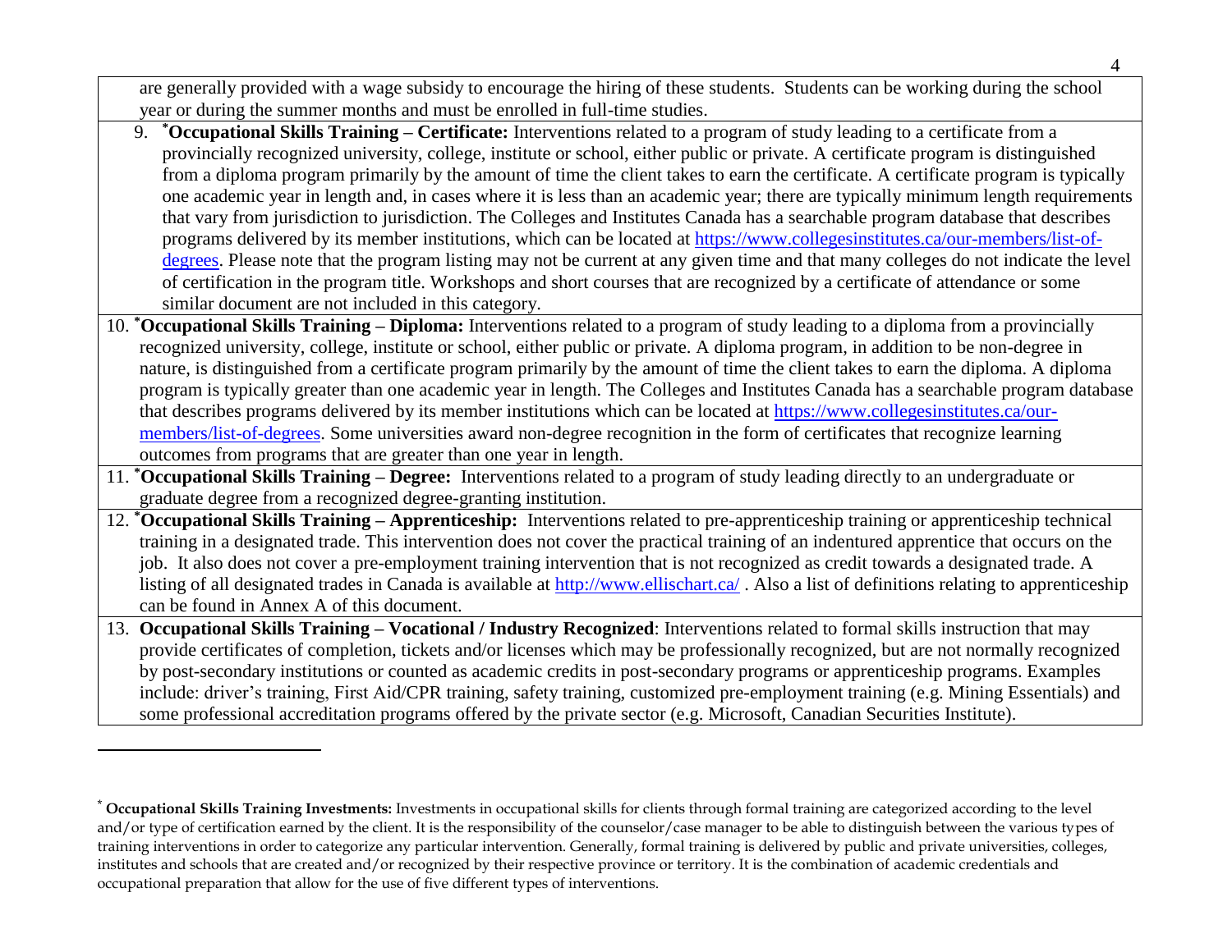are generally provided with a wage subsidy to encourage the hiring of these students. Students can be working during the school year or during the summer months and must be enrolled in full-time studies.

9. [*] **Occupational Skills Training – Certificate:** Interventions related to a program of study leading to a certificate from a provincially recognized university, college, institute or school, either public or private. A certificate program is distinguished from a diploma program primarily by the amount of time the client takes to earn the certificate. A certificate program is typically one academic year in length and, in cases where it is less than an academic year; there are typically minimum length requirements that vary from jurisdiction to jurisdiction. The Colleges and Institutes Canada has a searchable program database that describes programs delivered by its member institutions, which can be located at https://www.collegesinstitutes.ca/our-members/list-of-degrees. Please note that the program listing may not be current at any given time and that many colleges do not indicate the level of certification in the program title. Workshops and short courses that are recognized by a certificate of attendance or some similar document are not included in this category.

10. [*] **Occupational Skills Training – Diploma:** Interventions related to a program of study leading to a diploma from a provincially recognized university, college, institute or school, either public or private. A diploma program, in addition to be non-degree in nature, is distinguished from a certificate program primarily by the amount of time the client takes to earn the diploma. A diploma program is typically greater than one academic year in length. The Colleges and Institutes Canada has a searchable program database that describes programs delivered by its member institutions which can be located at https://www.collegesinstitutes.ca/our-members/list-of-degrees. Some universities award non-degree recognition in the form of certificates that recognize learning outcomes from programs that are greater than one year in length.

11. [*] **Occupational Skills Training – Degree:** Interventions related to a program of study leading directly to an undergraduate or graduate degree from a recognized degree-granting institution.

12. [*] **Occupational Skills Training – Apprenticeship:** Interventions related to pre-apprenticeship training or apprenticeship technical training in a designated trade. This intervention does not cover the practical training of an indentured apprentice that occurs on the job. It also does not cover a pre-employment training intervention that is not recognized as credit towards a designated trade. A listing of all designated trades in Canada is available at http://www.ellischart.ca/ . Also a list of definitions relating to apprenticeship can be found in Annex A of this document.

13. **Occupational Skills Training – Vocational / Industry Recognized**: Interventions related to formal skills instruction that may provide certificates of completion, tickets and/or licenses which may be professionally recognized, but are not normally recognized by post-secondary institutions or counted as academic credits in post-secondary programs or apprenticeship programs. Examples include: driver's training, First Aid/CPR training, safety training, customized pre-employment training (e.g. Mining Essentials) and some professional accreditation programs offered by the private sector (e.g. Microsoft, Canadian Securities Institute).

---

[*] **Occupational Skills Training Investments:** Investments in occupational skills for clients through formal training are categorized according to the level and/or type of certification earned by the client. It is the responsibility of the counselor/case manager to be able to distinguish between the various types of training interventions in order to categorize any particular intervention. Generally, formal training is delivered by public and private universities, colleges, institutes and schools that are created and/or recognized by their respective province or territory. It is the combination of academic credentials and occupational preparation that allow for the use of five different types of interventions.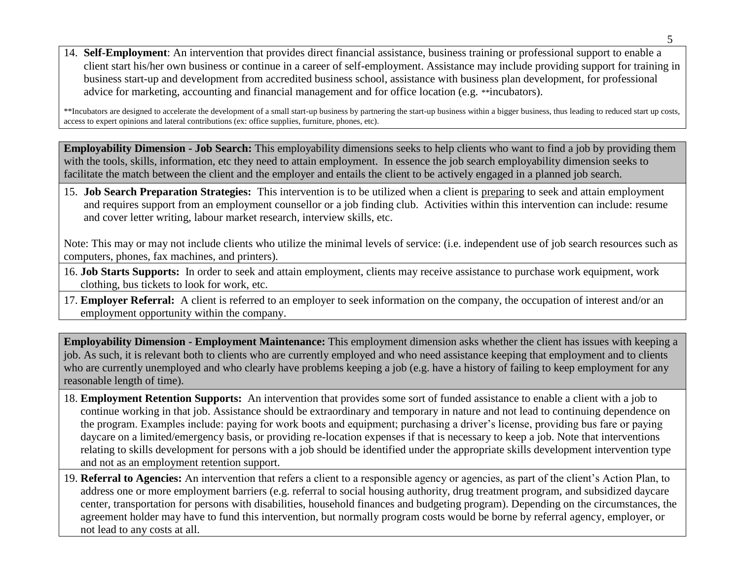14. **Self-Employment**: An intervention that provides direct financial assistance, business training or professional support to enable a client start his/her own business or continue in a career of self-employment. Assistance may include providing support for training in business start-up and development from accredited business school, assistance with business plan development, for professional advice for marketing, accounting and financial management and for office location (e.g. **incubators).

**Incubators are designed to accelerate the development of a small start-up business by partnering the start-up business within a bigger business, thus leading to reduced start up costs, access to expert opinions and lateral contributions (ex: office supplies, furniture, phones, etc).

**Employability Dimension - Job Search:** This employability dimensions seeks to help clients who want to find a job by providing them with the tools, skills, information, etc they need to attain employment. In essence the job search employability dimension seeks to facilitate the match between the client and the employer and entails the client to be actively engaged in a planned job search.

15. **Job Search Preparation Strategies:** This intervention is to be utilized when a client is preparing to seek and attain employment and requires support from an employment counsellor or a job finding club. Activities within this intervention can include: resume and cover letter writing, labour market research, interview skills, etc.

Note: This may or may not include clients who utilize the minimal levels of service: (i.e. independent use of job search resources such as computers, phones, fax machines, and printers).

16. **Job Starts Supports:** In order to seek and attain employment, clients may receive assistance to purchase work equipment, work clothing, bus tickets to look for work, etc.

17. **Employer Referral:** A client is referred to an employer to seek information on the company, the occupation of interest and/or an employment opportunity within the company.

**Employability Dimension - Employment Maintenance:** This employment dimension asks whether the client has issues with keeping a job. As such, it is relevant both to clients who are currently employed and who need assistance keeping that employment and to clients who are currently unemployed and who clearly have problems keeping a job (e.g. have a history of failing to keep employment for any reasonable length of time).

18. **Employment Retention Supports:** An intervention that provides some sort of funded assistance to enable a client with a job to continue working in that job. Assistance should be extraordinary and temporary in nature and not lead to continuing dependence on the program. Examples include: paying for work boots and equipment; purchasing a driver's license, providing bus fare or paying daycare on a limited/emergency basis, or providing re-location expenses if that is necessary to keep a job. Note that interventions relating to skills development for persons with a job should be identified under the appropriate skills development intervention type and not as an employment retention support.

19. **Referral to Agencies:** An intervention that refers a client to a responsible agency or agencies, as part of the client's Action Plan, to address one or more employment barriers (e.g. referral to social housing authority, drug treatment program, and subsidized daycare center, transportation for persons with disabilities, household finances and budgeting program). Depending on the circumstances, the agreement holder may have to fund this intervention, but normally program costs would be borne by referral agency, employer, or not lead to any costs at all.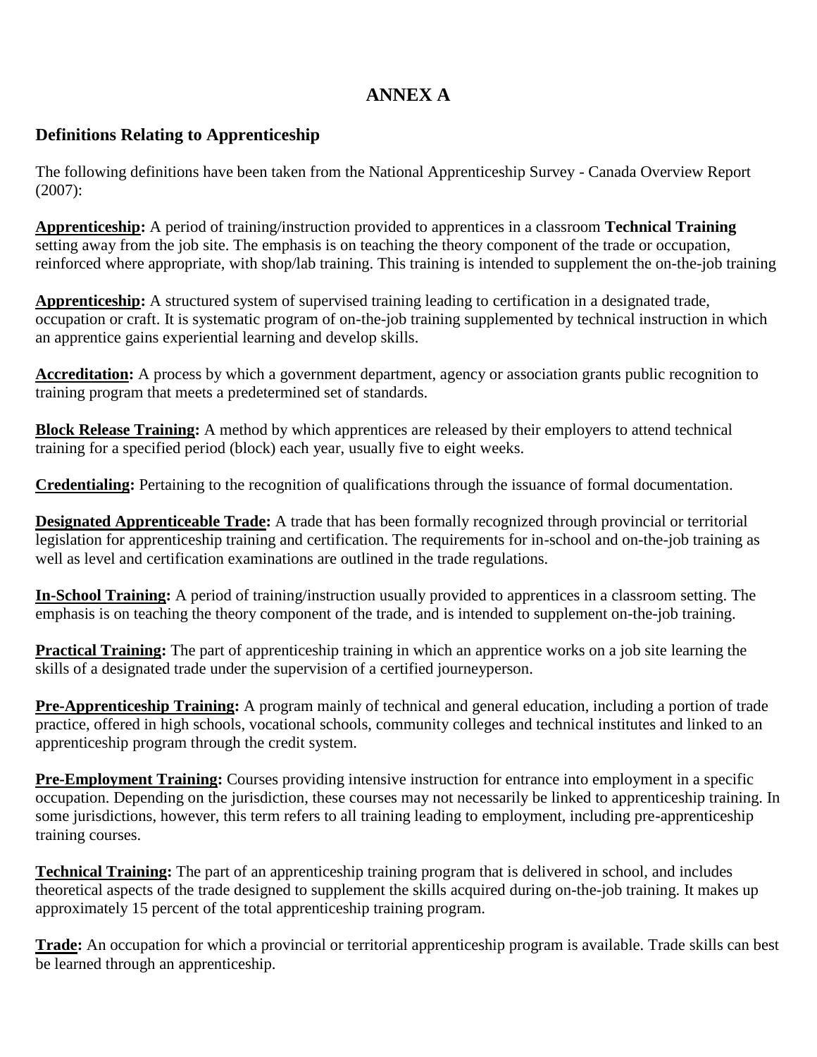# ANNEX A

## Definitions Relating to Apprenticeship

The following definitions have been taken from the National Apprenticeship Survey - Canada Overview Report (2007):

**Apprenticeship:** A period of training/instruction provided to apprentices in a classroom **Technical Training** setting away from the job site. The emphasis is on teaching the theory component of the trade or occupation, reinforced where appropriate, with shop/lab training. This training is intended to supplement the on-the-job training

**Apprenticeship:** A structured system of supervised training leading to certification in a designated trade, occupation or craft. It is systematic program of on-the-job training supplemented by technical instruction in which an apprentice gains experiential learning and develop skills.

**Accreditation:** A process by which a government department, agency or association grants public recognition to training program that meets a predetermined set of standards.

**Block Release Training:** A method by which apprentices are released by their employers to attend technical training for a specified period (block) each year, usually five to eight weeks.

**Credentialing:** Pertaining to the recognition of qualifications through the issuance of formal documentation.

**Designated Apprenticeable Trade:** A trade that has been formally recognized through provincial or territorial legislation for apprenticeship training and certification. The requirements for in-school and on-the-job training as well as level and certification examinations are outlined in the trade regulations.

**In-School Training:** A period of training/instruction usually provided to apprentices in a classroom setting. The emphasis is on teaching the theory component of the trade, and is intended to supplement on-the-job training.

**Practical Training:** The part of apprenticeship training in which an apprentice works on a job site learning the skills of a designated trade under the supervision of a certified journeyperson.

**Pre-Apprenticeship Training:** A program mainly of technical and general education, including a portion of trade practice, offered in high schools, vocational schools, community colleges and technical institutes and linked to an apprenticeship program through the credit system.

**Pre-Employment Training:** Courses providing intensive instruction for entrance into employment in a specific occupation. Depending on the jurisdiction, these courses may not necessarily be linked to apprenticeship training. In some jurisdictions, however, this term refers to all training leading to employment, including pre-apprenticeship training courses.

**Technical Training:** The part of an apprenticeship training program that is delivered in school, and includes theoretical aspects of the trade designed to supplement the skills acquired during on-the-job training. It makes up approximately 15 percent of the total apprenticeship training program.

**Trade:** An occupation for which a provincial or territorial apprenticeship program is available. Trade skills can best be learned through an apprenticeship.